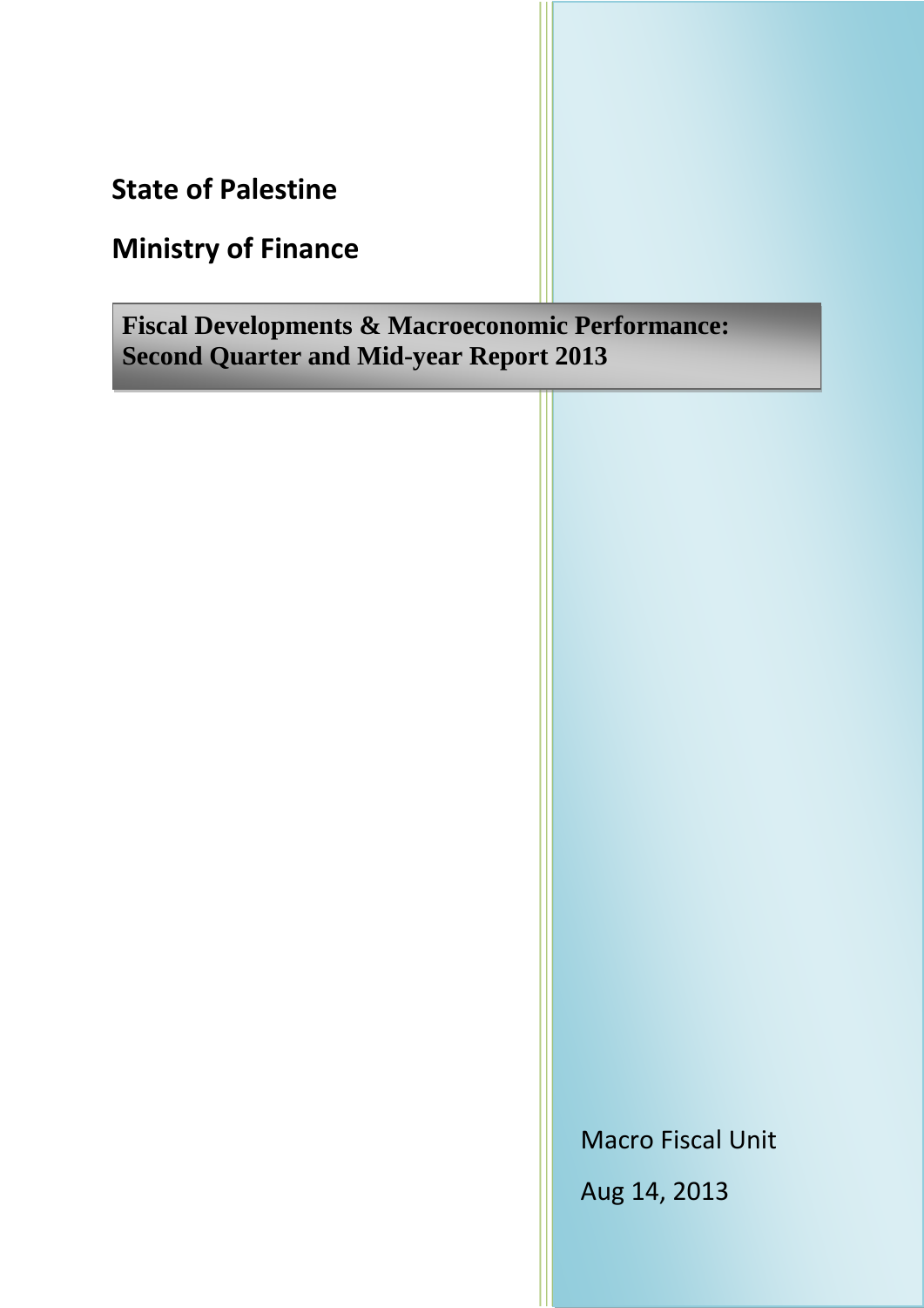**State of Palestine**

**Ministry of Finance**

# Fiscal Developments & Macroeconomic Performance: Second Quarter and Mid-year Report 2013

Macro Fiscal Unit

Aug 14, 2013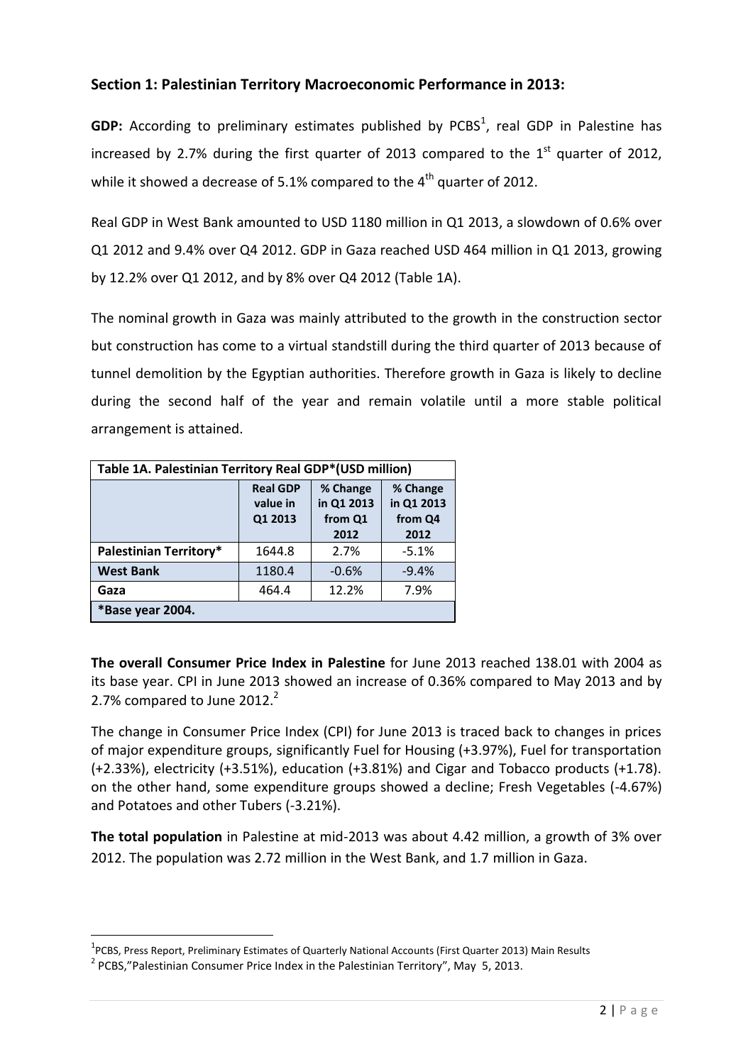## Section 1: Palestinian Territory Macroeconomic Performance in 2013:

**GDP:** According to preliminary estimates published by PCBS[1], real GDP in Palestine has increased by 2.7% during the first quarter of 2013 compared to the 1st quarter of 2012, while it showed a decrease of 5.1% compared to the 4th quarter of 2012.

Real GDP in West Bank amounted to USD 1180 million in Q1 2013, a slowdown of 0.6% over Q1 2012 and 9.4% over Q4 2012. GDP in Gaza reached USD 464 million in Q1 2013, growing by 12.2% over Q1 2012, and by 8% over Q4 2012 (Table 1A).

The nominal growth in Gaza was mainly attributed to the growth in the construction sector but construction has come to a virtual standstill during the third quarter of 2013 because of tunnel demolition by the Egyptian authorities. Therefore growth in Gaza is likely to decline during the second half of the year and remain volatile until a more stable political arrangement is attained.

**Table 1A. Palestinian Territory Real GDP*(USD million)**

| | Real GDP value in Q1 2013 | % Change in Q1 2013 from Q1 2012 | % Change in Q1 2013 from Q4 2012 |
|---|---|---|---|
| **Palestinian Territory*** | 1644.8 | 2.7% | -5.1% |
| **West Bank** | 1180.4 | -0.6% | -9.4% |
| **Gaza** | 464.4 | 12.2% | 7.9% |
| ***Base year 2004.** | | | |

**The overall Consumer Price Index in Palestine** for June 2013 reached 138.01 with 2004 as its base year. CPI in June 2013 showed an increase of 0.36% compared to May 2013 and by 2.7% compared to June 2012.[2]

The change in Consumer Price Index (CPI) for June 2013 is traced back to changes in prices of major expenditure groups, significantly Fuel for Housing (+3.97%), Fuel for transportation (+2.33%), electricity (+3.51%), education (+3.81%) and Cigar and Tobacco products (+1.78). on the other hand, some expenditure groups showed a decline; Fresh Vegetables (-4.67%) and Potatoes and other Tubers (-3.21%).

**The total population** in Palestine at mid-2013 was about 4.42 million, a growth of 3% over 2012. The population was 2.72 million in the West Bank, and 1.7 million in Gaza.

---

[1] PCBS, Press Report, Preliminary Estimates of Quarterly National Accounts (First Quarter 2013) Main Results

[2] PCBS,"Palestinian Consumer Price Index in the Palestinian Territory", May 5, 2013.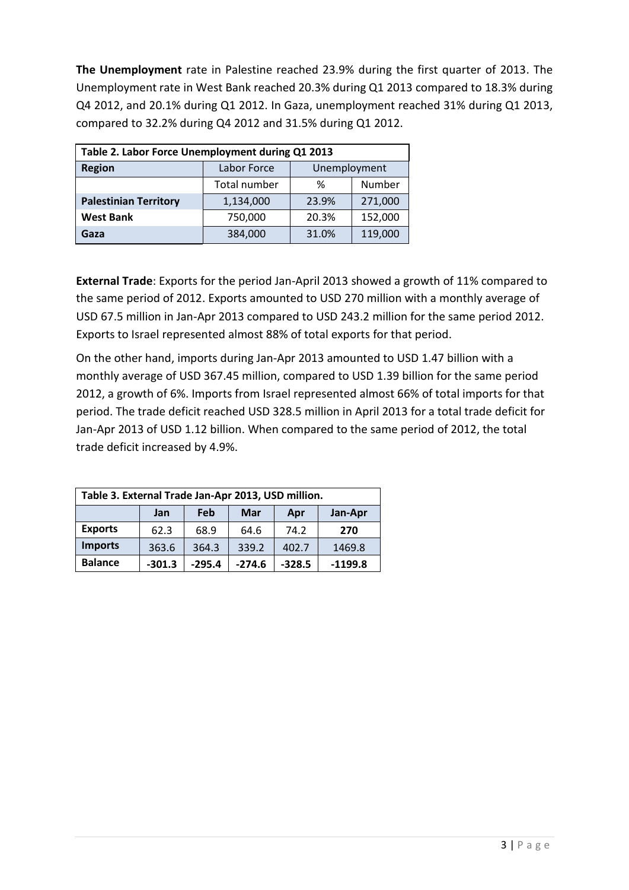**The Unemployment** rate in Palestine reached 23.9% during the first quarter of 2013. The Unemployment rate in West Bank reached 20.3% during Q1 2013 compared to 18.3% during Q4 2012, and 20.1% during Q1 2012. In Gaza, unemployment reached 31% during Q1 2013, compared to 32.2% during Q4 2012 and 31.5% during Q1 2012.

| **Table 2. Labor Force Unemployment during Q1 2013** | | | |
|---|---|---|---|
| **Region** | Labor Force | Unemployment | |
| | Total number | % | Number |
| **Palestinian Territory** | 1,134,000 | 23.9% | 271,000 |
| **West Bank** | 750,000 | 20.3% | 152,000 |
| **Gaza** | 384,000 | 31.0% | 119,000 |

**External Trade**: Exports for the period Jan-April 2013 showed a growth of 11% compared to the same period of 2012. Exports amounted to USD 270 million with a monthly average of USD 67.5 million in Jan-Apr 2013 compared to USD 243.2 million for the same period 2012. Exports to Israel represented almost 88% of total exports for that period.

On the other hand, imports during Jan-Apr 2013 amounted to USD 1.47 billion with a monthly average of USD 367.45 million, compared to USD 1.39 billion for the same period 2012, a growth of 6%. Imports from Israel represented almost 66% of total imports for that period. The trade deficit reached USD 328.5 million in April 2013 for a total trade deficit for Jan-Apr 2013 of USD 1.12 billion. When compared to the same period of 2012, the total trade deficit increased by 4.9%.

| **Table 3. External Trade Jan-Apr 2013, USD million.** | | | | | |
|---|---|---|---|---|---|
| | **Jan** | **Feb** | **Mar** | **Apr** | **Jan-Apr** |
| **Exports** | 62.3 | 68.9 | 64.6 | 74.2 | **270** |
| **Imports** | 363.6 | 364.3 | 339.2 | 402.7 | 1469.8 |
| **Balance** | **-301.3** | **-295.4** | **-274.6** | **-328.5** | **-1199.8** |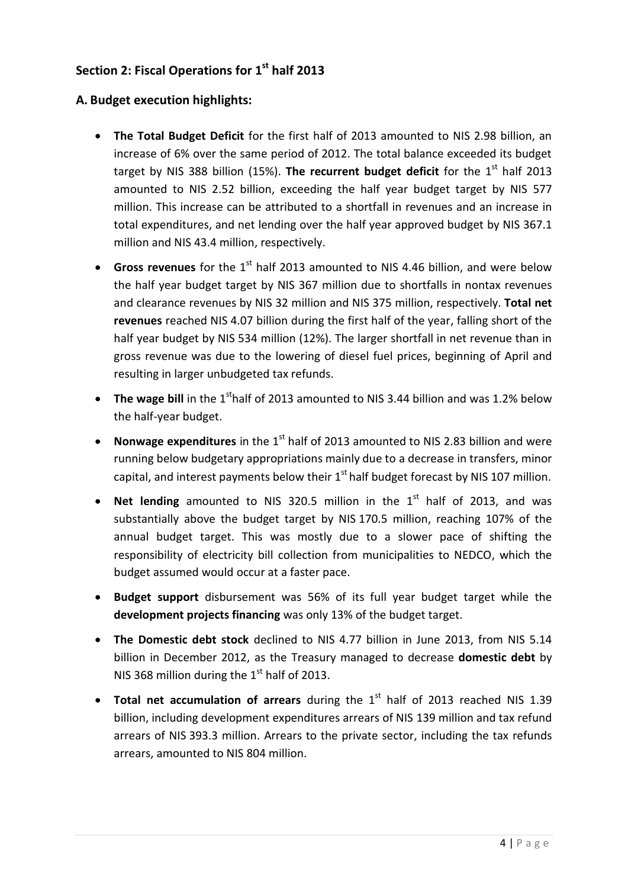## Section 2: Fiscal Operations for 1st half 2013

### A. Budget execution highlights:

- **The Total Budget Deficit** for the first half of 2013 amounted to NIS 2.98 billion, an increase of 6% over the same period of 2012. The total balance exceeded its budget target by NIS 388 billion (15%). **The recurrent budget deficit** for the 1st half 2013 amounted to NIS 2.52 billion, exceeding the half year budget target by NIS 577 million. This increase can be attributed to a shortfall in revenues and an increase in total expenditures, and net lending over the half year approved budget by NIS 367.1 million and NIS 43.4 million, respectively.
- **Gross revenues** for the 1st half 2013 amounted to NIS 4.46 billion, and were below the half year budget target by NIS 367 million due to shortfalls in nontax revenues and clearance revenues by NIS 32 million and NIS 375 million, respectively. **Total net revenues** reached NIS 4.07 billion during the first half of the year, falling short of the half year budget by NIS 534 million (12%). The larger shortfall in net revenue than in gross revenue was due to the lowering of diesel fuel prices, beginning of April and resulting in larger unbudgeted tax refunds.
- **The wage bill** in the 1st half of 2013 amounted to NIS 3.44 billion and was 1.2% below the half-year budget.
- **Nonwage expenditures** in the 1st half of 2013 amounted to NIS 2.83 billion and were running below budgetary appropriations mainly due to a decrease in transfers, minor capital, and interest payments below their 1st half budget forecast by NIS 107 million.
- **Net lending** amounted to NIS 320.5 million in the 1st half of 2013, and was substantially above the budget target by NIS 170.5 million, reaching 107% of the annual budget target. This was mostly due to a slower pace of shifting the responsibility of electricity bill collection from municipalities to NEDCO, which the budget assumed would occur at a faster pace.
- **Budget support** disbursement was 56% of its full year budget target while the **development projects financing** was only 13% of the budget target.
- **The Domestic debt stock** declined to NIS 4.77 billion in June 2013, from NIS 5.14 billion in December 2012, as the Treasury managed to decrease **domestic debt** by NIS 368 million during the 1st half of 2013.
- **Total net accumulation of arrears** during the 1st half of 2013 reached NIS 1.39 billion, including development expenditures arrears of NIS 139 million and tax refund arrears of NIS 393.3 million. Arrears to the private sector, including the tax refunds arrears, amounted to NIS 804 million.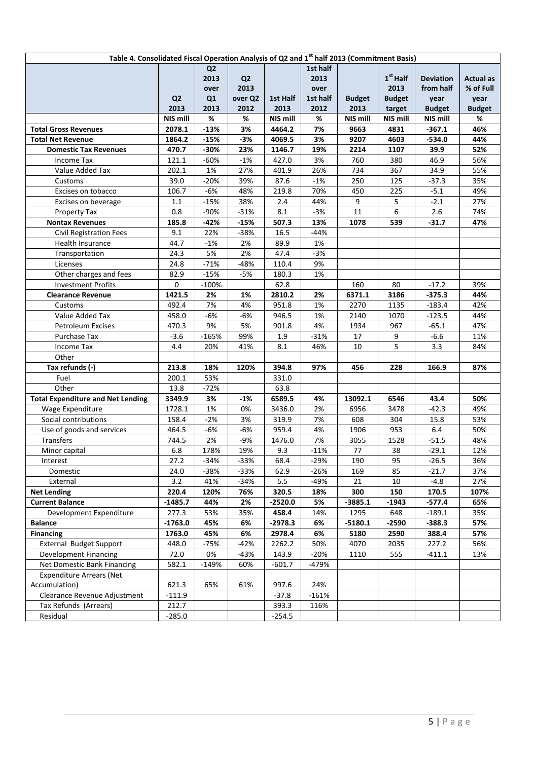| Table 4. Consolidated Fiscal Operation Analysis of Q2 and 1st half 2013 (Commitment Basis) | | | | | | | | | |
|---|---|---|---|---|---|---|---|---|---|
| | Q2 2013 | Q2 2013 over Q1 2013 | Q2 2013 over Q2 2012 | 1st Half 2013 | 1st half 2013 over 1st half 2012 | Budget 2013 | 1st Half 2013 Budget target | Deviation from half year Budget | Actual as % of Full year Budget |
| | NIS mill | % | % | NIS mill | % | NIS mill | NIS mill | NIS mill | % |
| **Total Gross Revenues** | **2078.1** | **-13%** | **3%** | **4464.2** | **7%** | **9663** | **4831** | **-367.1** | **46%** |
| **Total Net Revenue** | **1864.2** | **-15%** | **-3%** | **4069.5** | **3%** | **9207** | **4603** | **-534.0** | **44%** |
| **Domestic Tax Revenues** | **470.7** | **-30%** | **23%** | **1146.7** | **19%** | **2214** | **1107** | **39.9** | **52%** |
| Income Tax | 121.1 | -60% | -1% | 427.0 | 3% | 760 | 380 | 46.9 | 56% |
| Value Added Tax | 202.1 | 1% | 27% | 401.9 | 26% | 734 | 367 | 34.9 | 55% |
| Customs | 39.0 | -20% | 39% | 87.6 | -1% | 250 | 125 | -37.3 | 35% |
| Excises on tobacco | 106.7 | -6% | 48% | 219.8 | 70% | 450 | 225 | -5.1 | 49% |
| Excises on beverage | 1.1 | -15% | 38% | 2.4 | 44% | 9 | 5 | -2.1 | 27% |
| Property Tax | 0.8 | -90% | -31% | 8.1 | -3% | 11 | 6 | 2.6 | 74% |
| **Nontax Revenues** | **185.8** | **-42%** | **-15%** | **507.3** | **13%** | **1078** | **539** | **-31.7** | **47%** |
| Civil Registration Fees | 9.1 | 22% | -38% | 16.5 | -44% | | | | |
| Health Insurance | 44.7 | -1% | 2% | 89.9 | 1% | | | | |
| Transportation | 24.3 | 5% | 2% | 47.4 | -3% | | | | |
| Licenses | 24.8 | -71% | -48% | 110.4 | 9% | | | | |
| Other charges and fees | 82.9 | -15% | -5% | 180.3 | 1% | | | | |
| Investment Profits | 0 | -100% | | 62.8 | | 160 | 80 | -17.2 | 39% |
| **Clearance Revenue** | **1421.5** | **2%** | **1%** | **2810.2** | **2%** | **6371.1** | **3186** | **-375.3** | **44%** |
| Customs | 492.4 | 7% | 4% | 951.8 | 1% | 2270 | 1135 | -183.4 | 42% |
| Value Added Tax | 458.0 | -6% | -6% | 946.5 | 1% | 2140 | 1070 | -123.5 | 44% |
| Petroleum Excises | 470.3 | 9% | 5% | 901.8 | 4% | 1934 | 967 | -65.1 | 47% |
| Purchase Tax | -3.6 | -165% | 99% | 1.9 | -31% | 17 | 9 | -6.6 | 11% |
| Income Tax | 4.4 | 20% | 41% | 8.1 | 46% | 10 | 5 | 3.3 | 84% |
| Other | | | | | | | | | |
| **Tax refunds (-)** | **213.8** | **18%** | **120%** | **394.8** | **97%** | **456** | **228** | **166.9** | **87%** |
| Fuel | 200.1 | 53% | | 331.0 | | | | | |
| Other | 13.8 | -72% | | 63.8 | | | | | |
| **Total Expenditure and Net Lending** | **3349.9** | **3%** | **-1%** | **6589.5** | **4%** | **13092.1** | **6546** | **43.4** | **50%** |
| Wage Expenditure | 1728.1 | 1% | 0% | 3436.0 | 2% | 6956 | 3478 | -42.3 | 49% |
| Social contributions | 158.4 | -2% | 3% | 319.9 | 7% | 608 | 304 | 15.8 | 53% |
| Use of goods and services | 464.5 | -6% | -6% | 959.4 | 4% | 1906 | 953 | 6.4 | 50% |
| Transfers | 744.5 | 2% | -9% | 1476.0 | 7% | 3055 | 1528 | -51.5 | 48% |
| Minor capital | 6.8 | 178% | 19% | 9.3 | -11% | 77 | 38 | -29.1 | 12% |
| Interest | 27.2 | -34% | -33% | 68.4 | -29% | 190 | 95 | -26.5 | 36% |
| Domestic | 24.0 | -38% | -33% | 62.9 | -26% | 169 | 85 | -21.7 | 37% |
| External | 3.2 | 41% | -34% | 5.5 | -49% | 21 | 10 | -4.8 | 27% |
| **Net Lending** | **220.4** | **120%** | **76%** | **320.5** | **18%** | **300** | **150** | **170.5** | **107%** |
| **Current Balance** | **-1485.7** | **44%** | **2%** | **-2520.0** | **5%** | **-3885.1** | **-1943** | **-577.4** | **65%** |
| Development Expenditure | 277.3 | 53% | 35% | 458.4 | 14% | 1295 | 648 | -189.1 | 35% |
| **Balance** | **-1763.0** | **45%** | **6%** | **-2978.3** | **6%** | **-5180.1** | **-2590** | **-388.3** | **57%** |
| **Financing** | **1763.0** | **45%** | **6%** | **2978.4** | **6%** | **5180** | **2590** | **388.4** | **57%** |
| External Budget Support | 448.0 | -75% | -42% | 2262.2 | 50% | 4070 | 2035 | 227.2 | 56% |
| Development Financing | 72.0 | 0% | -43% | 143.9 | -20% | 1110 | 555 | -411.1 | 13% |
| Net Domestic Bank Financing | 582.1 | -149% | 60% | -601.7 | -479% | | | | |
| Expenditure Arrears (Net Accumulation) | 621.3 | 65% | 61% | 997.6 | 24% | | | | |
| Clearance Revenue Adjustment | -111.9 | | | -37.8 | -161% | | | | |
| Tax Refunds (Arrears) | 212.7 | | | 393.3 | 116% | | | | |
| Residual | -285.0 | | | -254.5 | | | | | |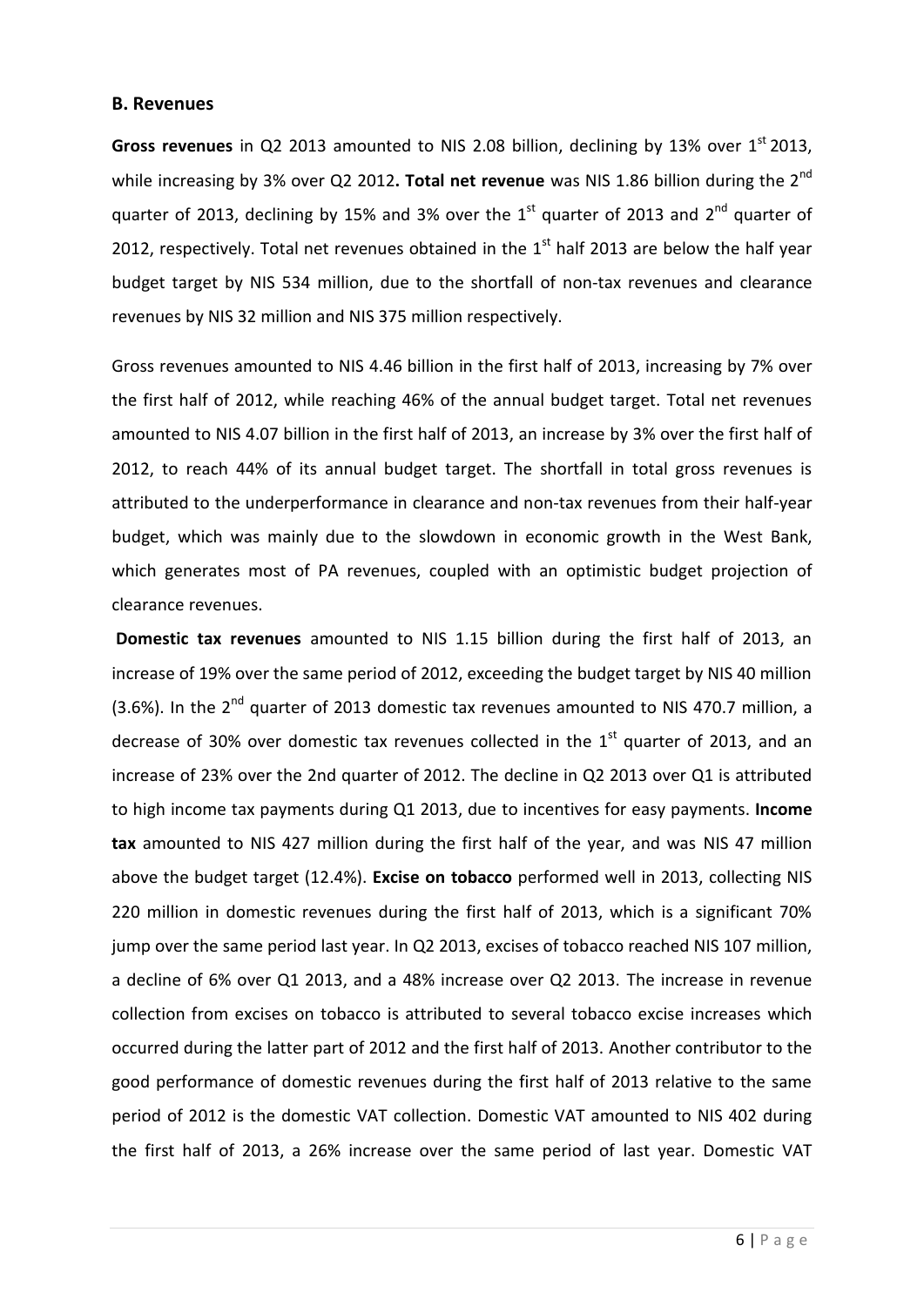### B. Revenues

**Gross revenues** in Q2 2013 amounted to NIS 2.08 billion, declining by 13% over 1st 2013, while increasing by 3% over Q2 2012**. Total net revenue** was NIS 1.86 billion during the 2nd quarter of 2013, declining by 15% and 3% over the 1st quarter of 2013 and 2nd quarter of 2012, respectively. Total net revenues obtained in the 1st half 2013 are below the half year budget target by NIS 534 million, due to the shortfall of non-tax revenues and clearance revenues by NIS 32 million and NIS 375 million respectively.

Gross revenues amounted to NIS 4.46 billion in the first half of 2013, increasing by 7% over the first half of 2012, while reaching 46% of the annual budget target. Total net revenues amounted to NIS 4.07 billion in the first half of 2013, an increase by 3% over the first half of 2012, to reach 44% of its annual budget target. The shortfall in total gross revenues is attributed to the underperformance in clearance and non-tax revenues from their half-year budget, which was mainly due to the slowdown in economic growth in the West Bank, which generates most of PA revenues, coupled with an optimistic budget projection of clearance revenues.

**Domestic tax revenues** amounted to NIS 1.15 billion during the first half of 2013, an increase of 19% over the same period of 2012, exceeding the budget target by NIS 40 million (3.6%). In the 2nd quarter of 2013 domestic tax revenues amounted to NIS 470.7 million, a decrease of 30% over domestic tax revenues collected in the 1st quarter of 2013, and an increase of 23% over the 2nd quarter of 2012. The decline in Q2 2013 over Q1 is attributed to high income tax payments during Q1 2013, due to incentives for easy payments. **Income tax** amounted to NIS 427 million during the first half of the year, and was NIS 47 million above the budget target (12.4%). **Excise on tobacco** performed well in 2013, collecting NIS 220 million in domestic revenues during the first half of 2013, which is a significant 70% jump over the same period last year. In Q2 2013, excises of tobacco reached NIS 107 million, a decline of 6% over Q1 2013, and a 48% increase over Q2 2013. The increase in revenue collection from excises on tobacco is attributed to several tobacco excise increases which occurred during the latter part of 2012 and the first half of 2013. Another contributor to the good performance of domestic revenues during the first half of 2013 relative to the same period of 2012 is the domestic VAT collection. Domestic VAT amounted to NIS 402 during the first half of 2013, a 26% increase over the same period of last year. Domestic VAT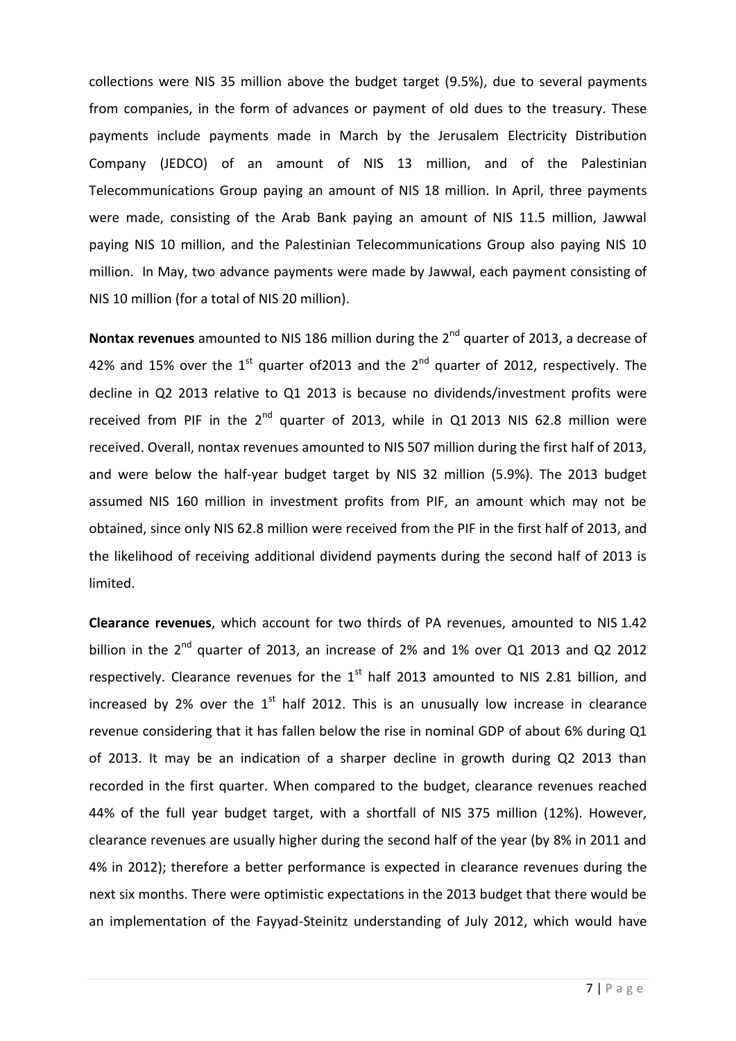collections were NIS 35 million above the budget target (9.5%), due to several payments from companies, in the form of advances or payment of old dues to the treasury. These payments include payments made in March by the Jerusalem Electricity Distribution Company (JEDCO) of an amount of NIS 13 million, and of the Palestinian Telecommunications Group paying an amount of NIS 18 million. In April, three payments were made, consisting of the Arab Bank paying an amount of NIS 11.5 million, Jawwal paying NIS 10 million, and the Palestinian Telecommunications Group also paying NIS 10 million. In May, two advance payments were made by Jawwal, each payment consisting of NIS 10 million (for a total of NIS 20 million).

**Nontax revenues** amounted to NIS 186 million during the 2nd quarter of 2013, a decrease of 42% and 15% over the 1st quarter of2013 and the 2nd quarter of 2012, respectively. The decline in Q2 2013 relative to Q1 2013 is because no dividends/investment profits were received from PIF in the 2nd quarter of 2013, while in Q1 2013 NIS 62.8 million were received. Overall, nontax revenues amounted to NIS 507 million during the first half of 2013, and were below the half-year budget target by NIS 32 million (5.9%). The 2013 budget assumed NIS 160 million in investment profits from PIF, an amount which may not be obtained, since only NIS 62.8 million were received from the PIF in the first half of 2013, and the likelihood of receiving additional dividend payments during the second half of 2013 is limited.

**Clearance revenues**, which account for two thirds of PA revenues, amounted to NIS 1.42 billion in the 2nd quarter of 2013, an increase of 2% and 1% over Q1 2013 and Q2 2012 respectively. Clearance revenues for the 1st half 2013 amounted to NIS 2.81 billion, and increased by 2% over the 1st half 2012. This is an unusually low increase in clearance revenue considering that it has fallen below the rise in nominal GDP of about 6% during Q1 of 2013. It may be an indication of a sharper decline in growth during Q2 2013 than recorded in the first quarter. When compared to the budget, clearance revenues reached 44% of the full year budget target, with a shortfall of NIS 375 million (12%). However, clearance revenues are usually higher during the second half of the year (by 8% in 2011 and 4% in 2012); therefore a better performance is expected in clearance revenues during the next six months. There were optimistic expectations in the 2013 budget that there would be an implementation of the Fayyad-Steinitz understanding of July 2012, which would have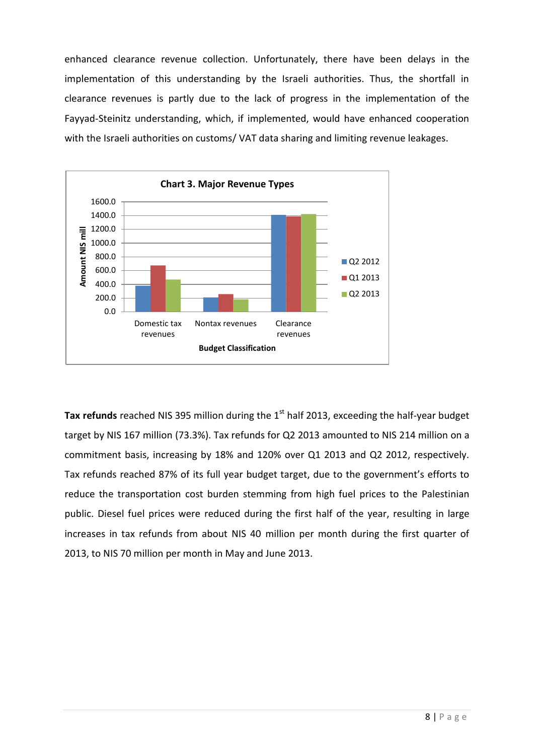enhanced clearance revenue collection. Unfortunately, there have been delays in the implementation of this understanding by the Israeli authorities. Thus, the shortfall in clearance revenues is partly due to the lack of progress in the implementation of the Fayyad-Steinitz understanding, which, if implemented, would have enhanced cooperation with the Israeli authorities on customs/ VAT data sharing and limiting revenue leakages.

**Chart 3. Major Revenue Types**

**Tax refunds** reached NIS 395 million during the 1st half 2013, exceeding the half-year budget target by NIS 167 million (73.3%). Tax refunds for Q2 2013 amounted to NIS 214 million on a commitment basis, increasing by 18% and 120% over Q1 2013 and Q2 2012, respectively. Tax refunds reached 87% of its full year budget target, due to the government's efforts to reduce the transportation cost burden stemming from high fuel prices to the Palestinian public. Diesel fuel prices were reduced during the first half of the year, resulting in large increases in tax refunds from about NIS 40 million per month during the first quarter of 2013, to NIS 70 million per month in May and June 2013.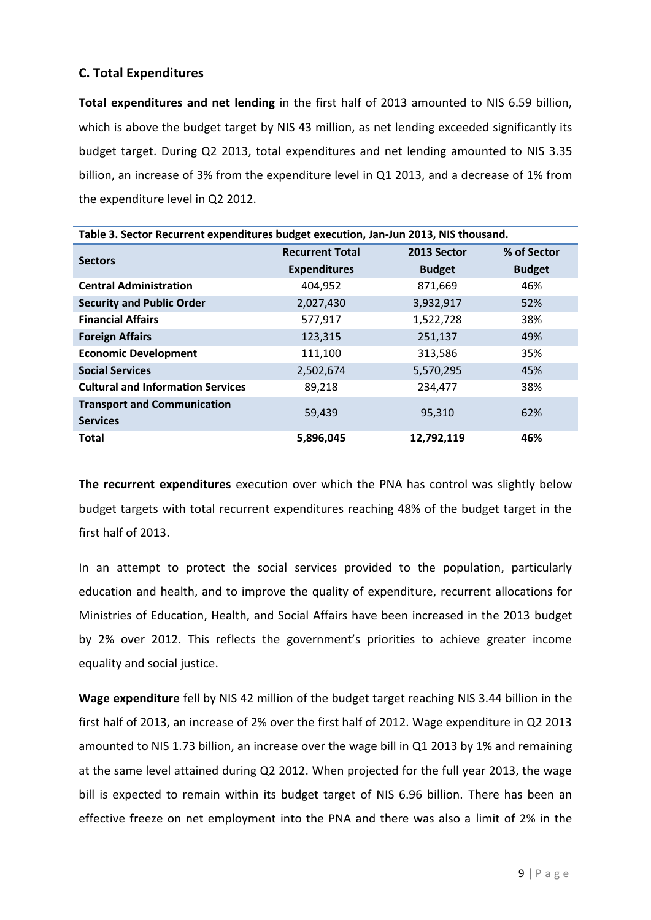### C. Total Expenditures

**Total expenditures and net lending** in the first half of 2013 amounted to NIS 6.59 billion, which is above the budget target by NIS 43 million, as net lending exceeded significantly its budget target. During Q2 2013, total expenditures and net lending amounted to NIS 3.35 billion, an increase of 3% from the expenditure level in Q1 2013, and a decrease of 1% from the expenditure level in Q2 2012.

**Table 3. Sector Recurrent expenditures budget execution, Jan-Jun 2013, NIS thousand.**

| Sectors | Recurrent Total Expenditures | 2013 Sector Budget | % of Sector Budget |
|---|---|---|---|
| **Central Administration** | 404,952 | 871,669 | 46% |
| **Security and Public Order** | 2,027,430 | 3,932,917 | 52% |
| **Financial Affairs** | 577,917 | 1,522,728 | 38% |
| **Foreign Affairs** | 123,315 | 251,137 | 49% |
| **Economic Development** | 111,100 | 313,586 | 35% |
| **Social Services** | 2,502,674 | 5,570,295 | 45% |
| **Cultural and Information Services** | 89,218 | 234,477 | 38% |
| **Transport and Communication Services** | 59,439 | 95,310 | 62% |
| **Total** | **5,896,045** | **12,792,119** | **46%** |

**The recurrent expenditures** execution over which the PNA has control was slightly below budget targets with total recurrent expenditures reaching 48% of the budget target in the first half of 2013.

In an attempt to protect the social services provided to the population, particularly education and health, and to improve the quality of expenditure, recurrent allocations for Ministries of Education, Health, and Social Affairs have been increased in the 2013 budget by 2% over 2012. This reflects the government's priorities to achieve greater income equality and social justice.

**Wage expenditure** fell by NIS 42 million of the budget target reaching NIS 3.44 billion in the first half of 2013, an increase of 2% over the first half of 2012. Wage expenditure in Q2 2013 amounted to NIS 1.73 billion, an increase over the wage bill in Q1 2013 by 1% and remaining at the same level attained during Q2 2012. When projected for the full year 2013, the wage bill is expected to remain within its budget target of NIS 6.96 billion. There has been an effective freeze on net employment into the PNA and there was also a limit of 2% in the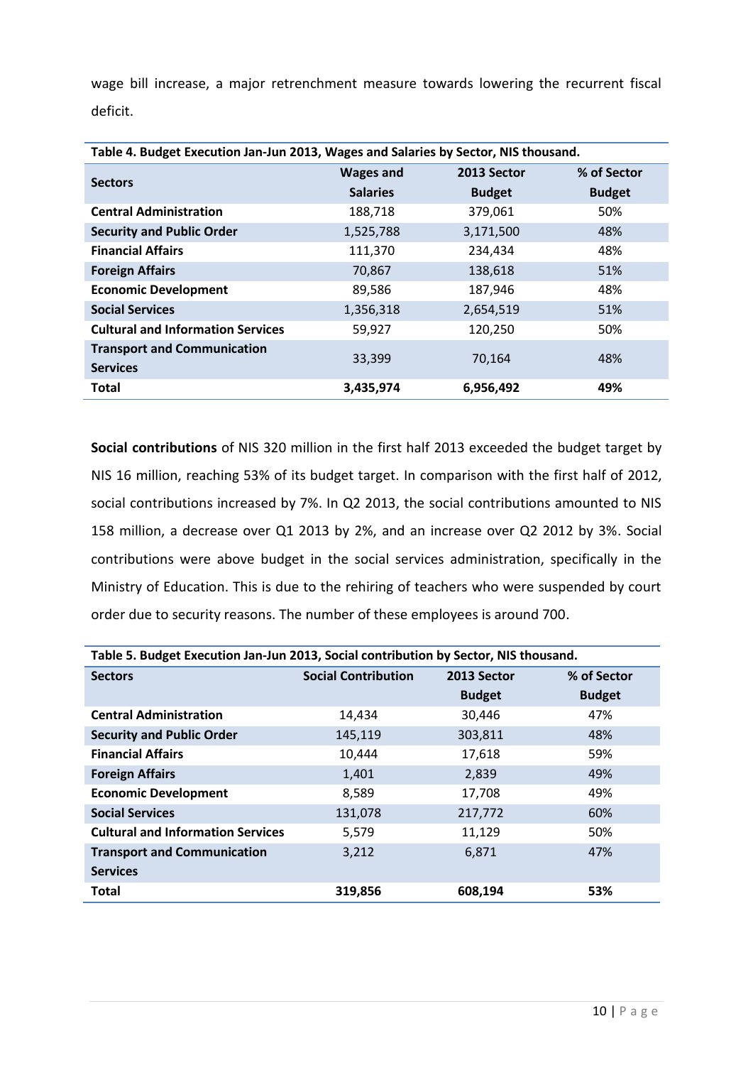wage bill increase, a major retrenchment measure towards lowering the recurrent fiscal deficit.

**Table 4. Budget Execution Jan-Jun 2013, Wages and Salaries by Sector, NIS thousand.**

| Sectors | Wages and Salaries | 2013 Sector Budget | % of Sector Budget |
|---|---|---|---|
| **Central Administration** | 188,718 | 379,061 | 50% |
| **Security and Public Order** | 1,525,788 | 3,171,500 | 48% |
| **Financial Affairs** | 111,370 | 234,434 | 48% |
| **Foreign Affairs** | 70,867 | 138,618 | 51% |
| **Economic Development** | 89,586 | 187,946 | 48% |
| **Social Services** | 1,356,318 | 2,654,519 | 51% |
| **Cultural and Information Services** | 59,927 | 120,250 | 50% |
| **Transport and Communication Services** | 33,399 | 70,164 | 48% |
| **Total** | **3,435,974** | **6,956,492** | **49%** |

**Social contributions** of NIS 320 million in the first half 2013 exceeded the budget target by NIS 16 million, reaching 53% of its budget target. In comparison with the first half of 2012, social contributions increased by 7%. In Q2 2013, the social contributions amounted to NIS 158 million, a decrease over Q1 2013 by 2%, and an increase over Q2 2012 by 3%. Social contributions were above budget in the social services administration, specifically in the Ministry of Education. This is due to the rehiring of teachers who were suspended by court order due to security reasons. The number of these employees is around 700.

**Table 5. Budget Execution Jan-Jun 2013, Social contribution by Sector, NIS thousand.**

| Sectors | Social Contribution | 2013 Sector Budget | % of Sector Budget |
|---|---|---|---|
| **Central Administration** | 14,434 | 30,446 | 47% |
| **Security and Public Order** | 145,119 | 303,811 | 48% |
| **Financial Affairs** | 10,444 | 17,618 | 59% |
| **Foreign Affairs** | 1,401 | 2,839 | 49% |
| **Economic Development** | 8,589 | 17,708 | 49% |
| **Social Services** | 131,078 | 217,772 | 60% |
| **Cultural and Information Services** | 5,579 | 11,129 | 50% |
| **Transport and Communication Services** | 3,212 | 6,871 | 47% |
| **Total** | **319,856** | **608,194** | **53%** |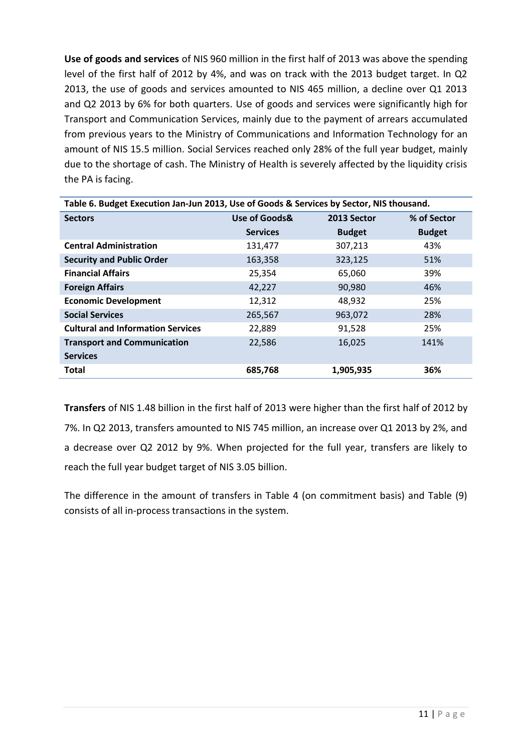**Use of goods and services** of NIS 960 million in the first half of 2013 was above the spending level of the first half of 2012 by 4%, and was on track with the 2013 budget target. In Q2 2013, the use of goods and services amounted to NIS 465 million, a decline over Q1 2013 and Q2 2013 by 6% for both quarters. Use of goods and services were significantly high for Transport and Communication Services, mainly due to the payment of arrears accumulated from previous years to the Ministry of Communications and Information Technology for an amount of NIS 15.5 million. Social Services reached only 28% of the full year budget, mainly due to the shortage of cash. The Ministry of Health is severely affected by the liquidity crisis the PA is facing.

**Table 6. Budget Execution Jan-Jun 2013, Use of Goods & Services by Sector, NIS thousand.**

| Sectors | Use of Goods& Services | 2013 Sector Budget | % of Sector Budget |
|---|---|---|---|
| **Central Administration** | 131,477 | 307,213 | 43% |
| **Security and Public Order** | 163,358 | 323,125 | 51% |
| **Financial Affairs** | 25,354 | 65,060 | 39% |
| **Foreign Affairs** | 42,227 | 90,980 | 46% |
| **Economic Development** | 12,312 | 48,932 | 25% |
| **Social Services** | 265,567 | 963,072 | 28% |
| **Cultural and Information Services** | 22,889 | 91,528 | 25% |
| **Transport and Communication Services** | 22,586 | 16,025 | 141% |
| **Total** | **685,768** | **1,905,935** | **36%** |

**Transfers** of NIS 1.48 billion in the first half of 2013 were higher than the first half of 2012 by 7%. In Q2 2013, transfers amounted to NIS 745 million, an increase over Q1 2013 by 2%, and a decrease over Q2 2012 by 9%. When projected for the full year, transfers are likely to reach the full year budget target of NIS 3.05 billion.

The difference in the amount of transfers in Table 4 (on commitment basis) and Table (9) consists of all in-process transactions in the system.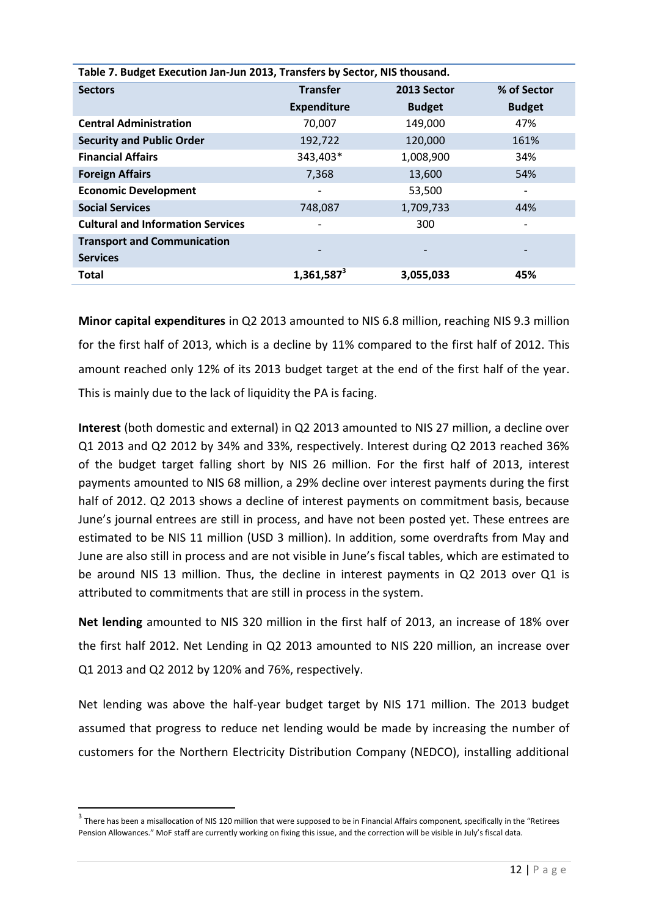**Table 7. Budget Execution Jan-Jun 2013, Transfers by Sector, NIS thousand.**

| Sectors | Transfer Expenditure | 2013 Sector Budget | % of Sector Budget |
|---|---|---|---|
| **Central Administration** | 70,007 | 149,000 | 47% |
| **Security and Public Order** | 192,722 | 120,000 | 161% |
| **Financial Affairs** | 343,403* | 1,008,900 | 34% |
| **Foreign Affairs** | 7,368 | 13,600 | 54% |
| **Economic Development** | - | 53,500 | - |
| **Social Services** | 748,087 | 1,709,733 | 44% |
| **Cultural and Information Services** | - | 300 | - |
| **Transport and Communication Services** | - | - | - |
| **Total** | **1,361,587**[3] | **3,055,033** | **45%** |

**Minor capital expenditures** in Q2 2013 amounted to NIS 6.8 million, reaching NIS 9.3 million for the first half of 2013, which is a decline by 11% compared to the first half of 2012. This amount reached only 12% of its 2013 budget target at the end of the first half of the year. This is mainly due to the lack of liquidity the PA is facing.

**Interest** (both domestic and external) in Q2 2013 amounted to NIS 27 million, a decline over Q1 2013 and Q2 2012 by 34% and 33%, respectively. Interest during Q2 2013 reached 36% of the budget target falling short by NIS 26 million. For the first half of 2013, interest payments amounted to NIS 68 million, a 29% decline over interest payments during the first half of 2012. Q2 2013 shows a decline of interest payments on commitment basis, because June's journal entrees are still in process, and have not been posted yet. These entrees are estimated to be NIS 11 million (USD 3 million). In addition, some overdrafts from May and June are also still in process and are not visible in June's fiscal tables, which are estimated to be around NIS 13 million. Thus, the decline in interest payments in Q2 2013 over Q1 is attributed to commitments that are still in process in the system.

**Net lending** amounted to NIS 320 million in the first half of 2013, an increase of 18% over the first half 2012. Net Lending in Q2 2013 amounted to NIS 220 million, an increase over Q1 2013 and Q2 2012 by 120% and 76%, respectively.

Net lending was above the half-year budget target by NIS 171 million. The 2013 budget assumed that progress to reduce net lending would be made by increasing the number of customers for the Northern Electricity Distribution Company (NEDCO), installing additional

[3] There has been a misallocation of NIS 120 million that were supposed to be in Financial Affairs component, specifically in the "Retirees Pension Allowances." MoF staff are currently working on fixing this issue, and the correction will be visible in July's fiscal data.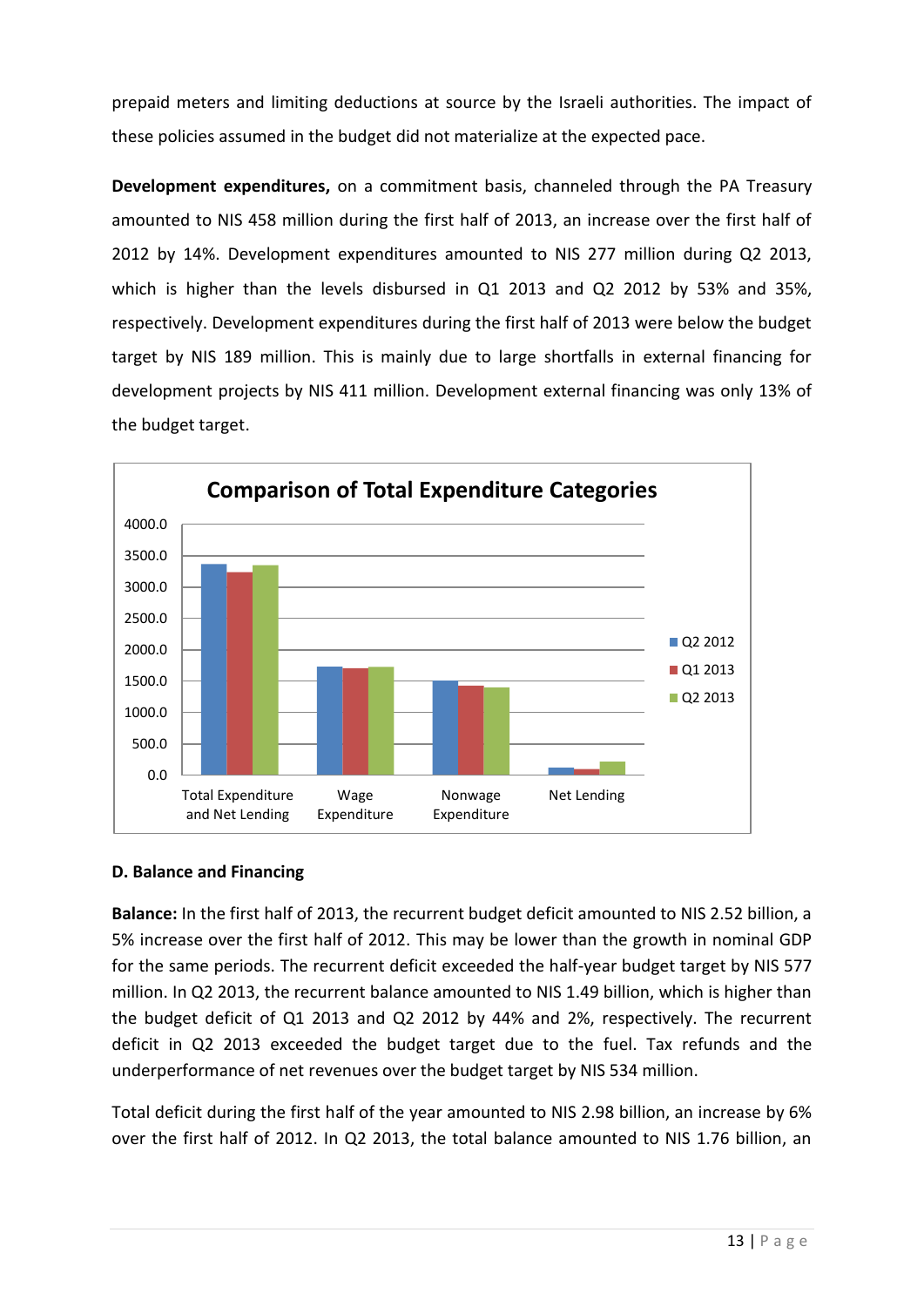prepaid meters and limiting deductions at source by the Israeli authorities. The impact of these policies assumed in the budget did not materialize at the expected pace.

**Development expenditures,** on a commitment basis, channeled through the PA Treasury amounted to NIS 458 million during the first half of 2013, an increase over the first half of 2012 by 14%. Development expenditures amounted to NIS 277 million during Q2 2013, which is higher than the levels disbursed in Q1 2013 and Q2 2012 by 53% and 35%, respectively. Development expenditures during the first half of 2013 were below the budget target by NIS 189 million. This is mainly due to large shortfalls in external financing for development projects by NIS 411 million. Development external financing was only 13% of the budget target.

**Comparison of Total Expenditure Categories**

### D. Balance and Financing

**Balance:** In the first half of 2013, the recurrent budget deficit amounted to NIS 2.52 billion, a 5% increase over the first half of 2012. This may be lower than the growth in nominal GDP for the same periods. The recurrent deficit exceeded the half-year budget target by NIS 577 million. In Q2 2013, the recurrent balance amounted to NIS 1.49 billion, which is higher than the budget deficit of Q1 2013 and Q2 2012 by 44% and 2%, respectively. The recurrent deficit in Q2 2013 exceeded the budget target due to the fuel. Tax refunds and the underperformance of net revenues over the budget target by NIS 534 million.

Total deficit during the first half of the year amounted to NIS 2.98 billion, an increase by 6% over the first half of 2012. In Q2 2013, the total balance amounted to NIS 1.76 billion, an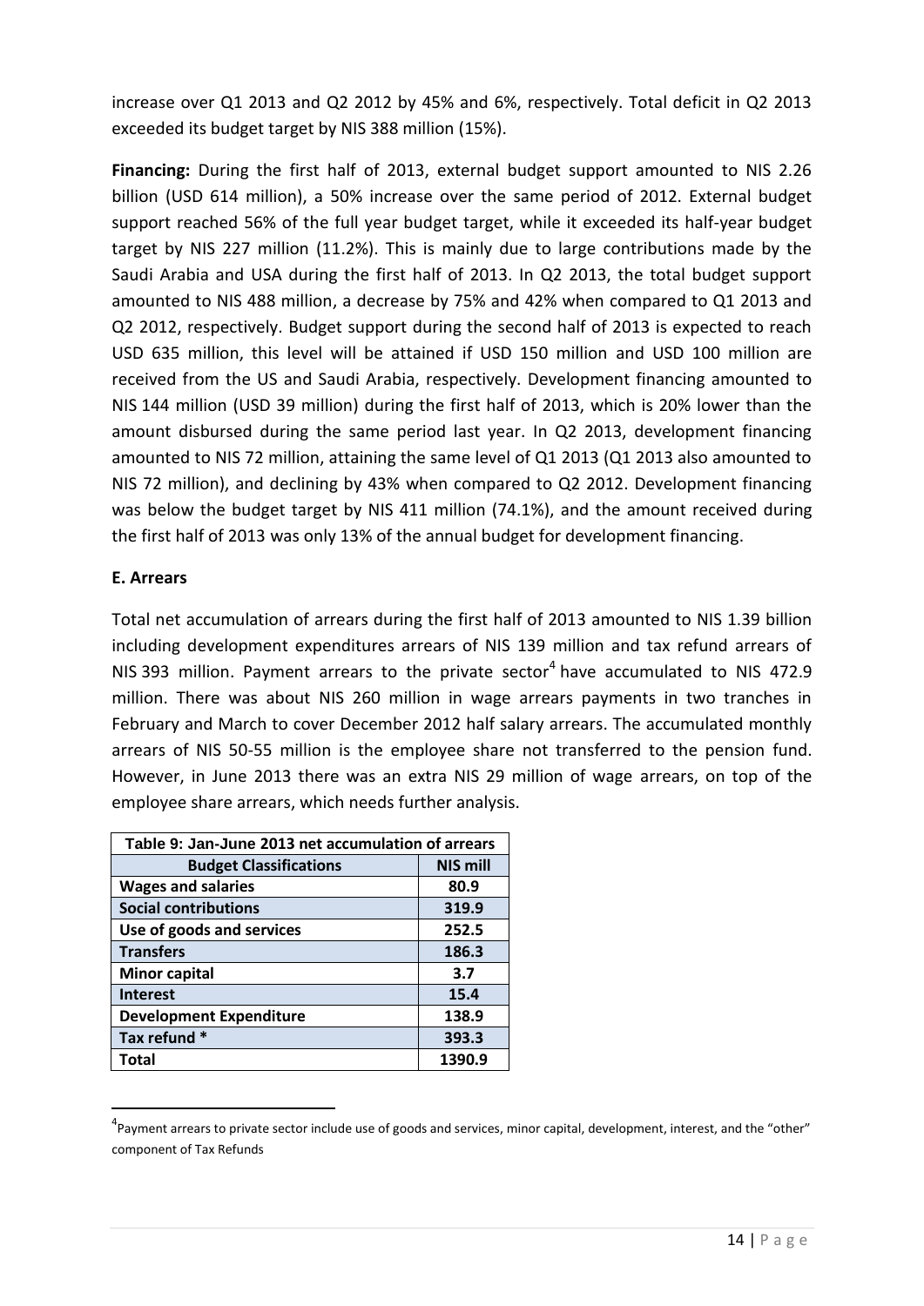increase over Q1 2013 and Q2 2012 by 45% and 6%, respectively. Total deficit in Q2 2013 exceeded its budget target by NIS 388 million (15%).

**Financing:** During the first half of 2013, external budget support amounted to NIS 2.26 billion (USD 614 million), a 50% increase over the same period of 2012. External budget support reached 56% of the full year budget target, while it exceeded its half-year budget target by NIS 227 million (11.2%). This is mainly due to large contributions made by the Saudi Arabia and USA during the first half of 2013. In Q2 2013, the total budget support amounted to NIS 488 million, a decrease by 75% and 42% when compared to Q1 2013 and Q2 2012, respectively. Budget support during the second half of 2013 is expected to reach USD 635 million, this level will be attained if USD 150 million and USD 100 million are received from the US and Saudi Arabia, respectively. Development financing amounted to NIS 144 million (USD 39 million) during the first half of 2013, which is 20% lower than the amount disbursed during the same period last year. In Q2 2013, development financing amounted to NIS 72 million, attaining the same level of Q1 2013 (Q1 2013 also amounted to NIS 72 million), and declining by 43% when compared to Q2 2012. Development financing was below the budget target by NIS 411 million (74.1%), and the amount received during the first half of 2013 was only 13% of the annual budget for development financing.

### E. Arrears

Total net accumulation of arrears during the first half of 2013 amounted to NIS 1.39 billion including development expenditures arrears of NIS 139 million and tax refund arrears of NIS 393 million. Payment arrears to the private sector[4] have accumulated to NIS 472.9 million. There was about NIS 260 million in wage arrears payments in two tranches in February and March to cover December 2012 half salary arrears. The accumulated monthly arrears of NIS 50-55 million is the employee share not transferred to the pension fund. However, in June 2013 there was an extra NIS 29 million of wage arrears, on top of the employee share arrears, which needs further analysis.

| Table 9: Jan-June 2013 net accumulation of arrears | |
|---|---|
| **Budget Classifications** | **NIS mill** |
| **Wages and salaries** | **80.9** |
| **Social contributions** | **319.9** |
| **Use of goods and services** | **252.5** |
| **Transfers** | **186.3** |
| **Minor capital** | **3.7** |
| **Interest** | **15.4** |
| **Development Expenditure** | **138.9** |
| **Tax refund *** | **393.3** |
| **Total** | **1390.9** |

[4] Payment arrears to private sector include use of goods and services, minor capital, development, interest, and the "other" component of Tax Refunds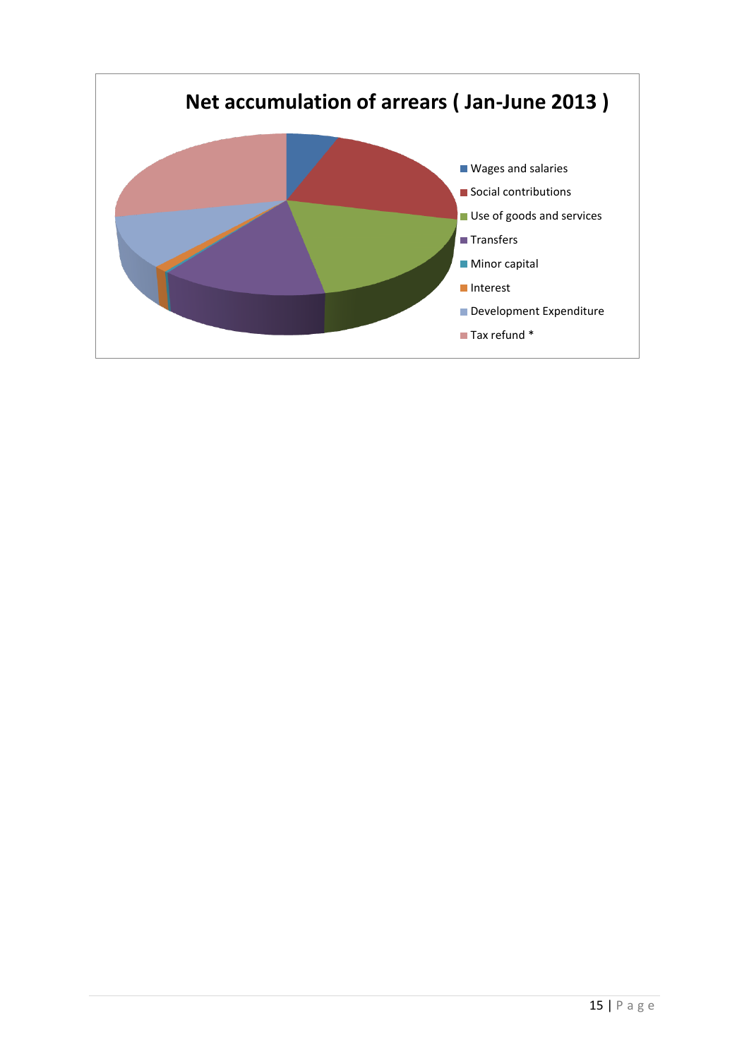Net accumulation of arrears ( Jan-June 2013 )

Wages and salaries
Social contributions
Use of goods and services
Transfers
Minor capital
Interest
Development Expenditure
Tax refund *